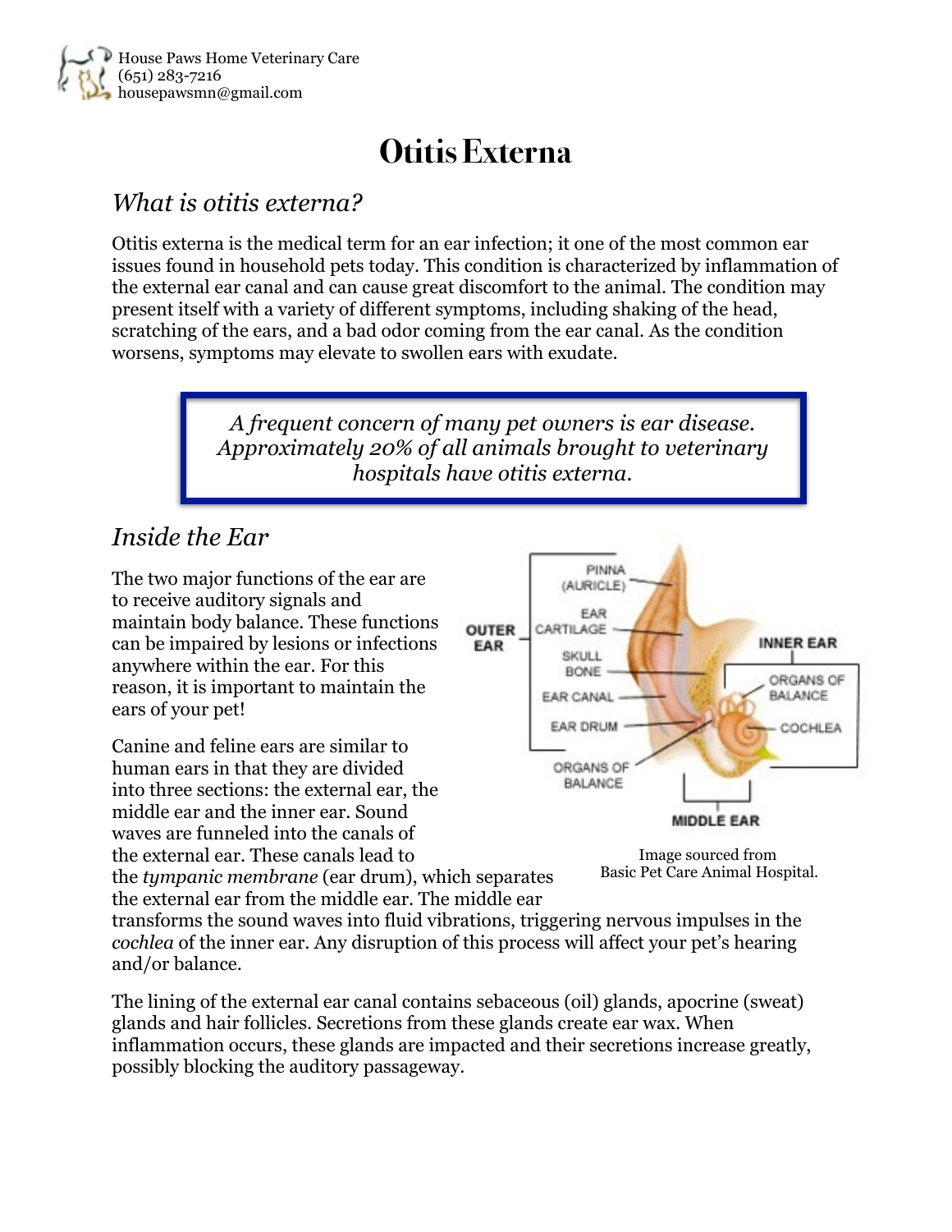House Paws Home Veterinary Care
(651) 283-7216
housepawsmn@gmail.com

# Otitis Externa

## *What is otitis externa?*

Otitis externa is the medical term for an ear infection; it one of the most common ear issues found in household pets today. This condition is characterized by inflammation of the external ear canal and can cause great discomfort to the animal. The condition may present itself with a variety of different symptoms, including shaking of the head, scratching of the ears, and a bad odor coming from the ear canal. As the condition worsens, symptoms may elevate to swollen ears with exudate.

> *A frequent concern of many pet owners is ear disease. Approximately 20% of all animals brought to veterinary hospitals have otitis externa.*

## *Inside the Ear*

The two major functions of the ear are to receive auditory signals and maintain body balance. These functions can be impaired by lesions or infections anywhere within the ear. For this reason, it is important to maintain the ears of your pet!

Canine and feline ears are similar to human ears in that they are divided into three sections: the external ear, the middle ear and the inner ear. Sound waves are funneled into the canals of the external ear. These canals lead to the *tympanic membrane* (ear drum), which separates the external ear from the middle ear. The middle ear transforms the sound waves into fluid vibrations, triggering nervous impulses in the *cochlea* of the inner ear. Any disruption of this process will affect your pet's hearing and/or balance.

Image sourced from Basic Pet Care Animal Hospital.

The lining of the external ear canal contains sebaceous (oil) glands, apocrine (sweat) glands and hair follicles. Secretions from these glands create ear wax. When inflammation occurs, these glands are impacted and their secretions increase greatly, possibly blocking the auditory passageway.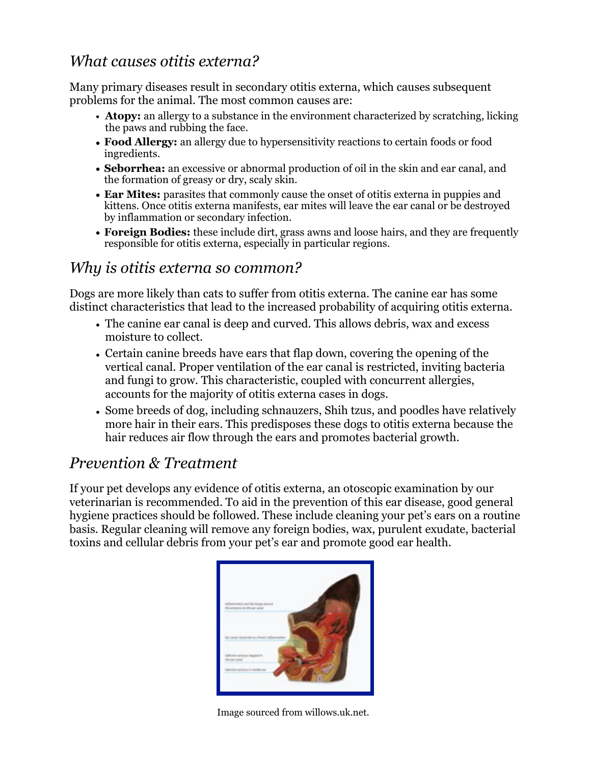## *What causes otitis externa?*

Many primary diseases result in secondary otitis externa, which causes subsequent problems for the animal. The most common causes are:

- **Atopy:** an allergy to a substance in the environment characterized by scratching, licking the paws and rubbing the face.
- **Food Allergy:** an allergy due to hypersensitivity reactions to certain foods or food ingredients.
- **Seborrhea:** an excessive or abnormal production of oil in the skin and ear canal, and the formation of greasy or dry, scaly skin.
- **Ear Mites:** parasites that commonly cause the onset of otitis externa in puppies and kittens. Once otitis externa manifests, ear mites will leave the ear canal or be destroyed by inflammation or secondary infection.
- **Foreign Bodies:** these include dirt, grass awns and loose hairs, and they are frequently responsible for otitis externa, especially in particular regions.

## *Why is otitis externa so common?*

Dogs are more likely than cats to suffer from otitis externa. The canine ear has some distinct characteristics that lead to the increased probability of acquiring otitis externa.

- The canine ear canal is deep and curved. This allows debris, wax and excess moisture to collect.
- Certain canine breeds have ears that flap down, covering the opening of the vertical canal. Proper ventilation of the ear canal is restricted, inviting bacteria and fungi to grow. This characteristic, coupled with concurrent allergies, accounts for the majority of otitis externa cases in dogs.
- Some breeds of dog, including schnauzers, Shih tzus, and poodles have relatively more hair in their ears. This predisposes these dogs to otitis externa because the hair reduces air flow through the ears and promotes bacterial growth.

## *Prevention & Treatment*

If your pet develops any evidence of otitis externa, an otoscopic examination by our veterinarian is recommended. To aid in the prevention of this ear disease, good general hygiene practices should be followed. These include cleaning your pet's ears on a routine basis. Regular cleaning will remove any foreign bodies, wax, purulent exudate, bacterial toxins and cellular debris from your pet's ear and promote good ear health.

Image sourced from willows.uk.net.